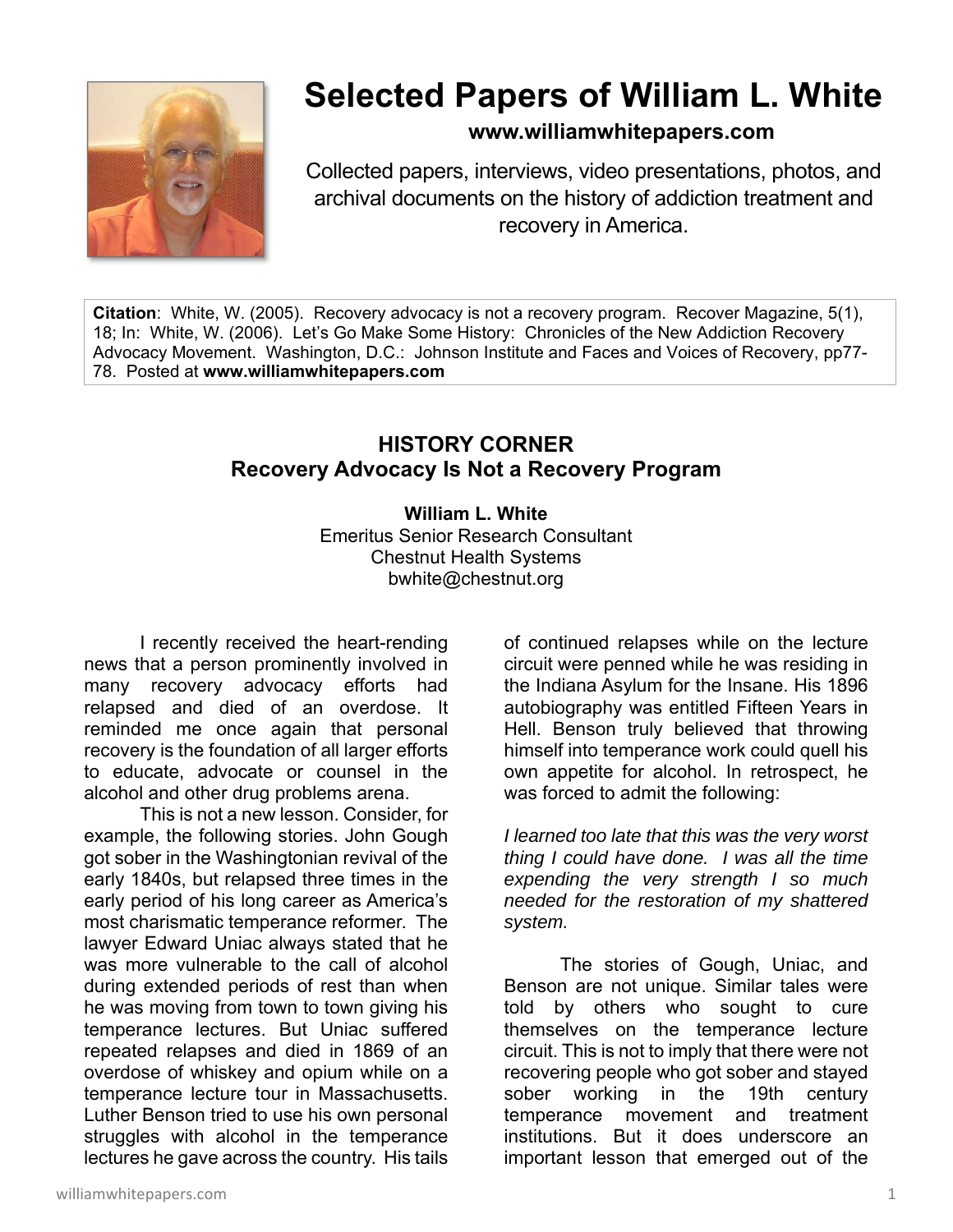# Selected Papers of William L. White

**www.williamwhitepapers.com**

Collected papers, interviews, video presentations, photos, and archival documents on the history of addiction treatment and recovery in America.

**Citation**: White, W. (2005). Recovery advocacy is not a recovery program. Recover Magazine, 5(1), 18; In: White, W. (2006). Let's Go Make Some History: Chronicles of the New Addiction Recovery Advocacy Movement. Washington, D.C.: Johnson Institute and Faces and Voices of Recovery, pp77-78. Posted at **www.williamwhitepapers.com**

## HISTORY CORNER
## Recovery Advocacy Is Not a Recovery Program

**William L. White**
Emeritus Senior Research Consultant
Chestnut Health Systems
bwhite@chestnut.org

I recently received the heart-rending news that a person prominently involved in many recovery advocacy efforts had relapsed and died of an overdose. It reminded me once again that personal recovery is the foundation of all larger efforts to educate, advocate or counsel in the alcohol and other drug problems arena.

This is not a new lesson. Consider, for example, the following stories. John Gough got sober in the Washingtonian revival of the early 1840s, but relapsed three times in the early period of his long career as America's most charismatic temperance reformer. The lawyer Edward Uniac always stated that he was more vulnerable to the call of alcohol during extended periods of rest than when he was moving from town to town giving his temperance lectures. But Uniac suffered repeated relapses and died in 1869 of an overdose of whiskey and opium while on a temperance lecture tour in Massachusetts. Luther Benson tried to use his own personal struggles with alcohol in the temperance lectures he gave across the country. His tails of continued relapses while on the lecture circuit were penned while he was residing in the Indiana Asylum for the Insane. His 1896 autobiography was entitled Fifteen Years in Hell. Benson truly believed that throwing himself into temperance work could quell his own appetite for alcohol. In retrospect, he was forced to admit the following:

*I learned too late that this was the very worst thing I could have done. I was all the time expending the very strength I so much needed for the restoration of my shattered system.*

The stories of Gough, Uniac, and Benson are not unique. Similar tales were told by others who sought to cure themselves on the temperance lecture circuit. This is not to imply that there were not recovering people who got sober and stayed sober working in the 19th century temperance movement and treatment institutions. But it does underscore an important lesson that emerged out of the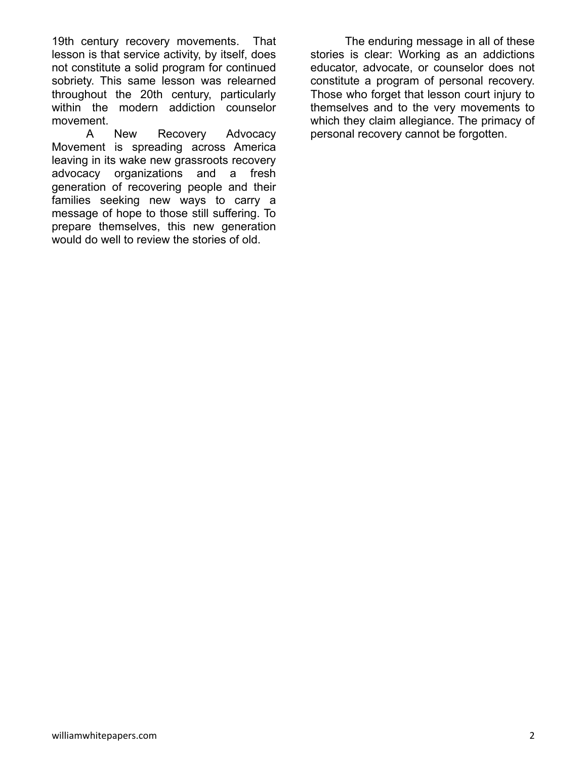19th century recovery movements. That lesson is that service activity, by itself, does not constitute a solid program for continued sobriety. This same lesson was relearned throughout the 20th century, particularly within the modern addiction counselor movement.

A New Recovery Advocacy Movement is spreading across America leaving in its wake new grassroots recovery advocacy organizations and a fresh generation of recovering people and their families seeking new ways to carry a message of hope to those still suffering. To prepare themselves, this new generation would do well to review the stories of old.

The enduring message in all of these stories is clear: Working as an addictions educator, advocate, or counselor does not constitute a program of personal recovery. Those who forget that lesson court injury to themselves and to the very movements to which they claim allegiance. The primacy of personal recovery cannot be forgotten.